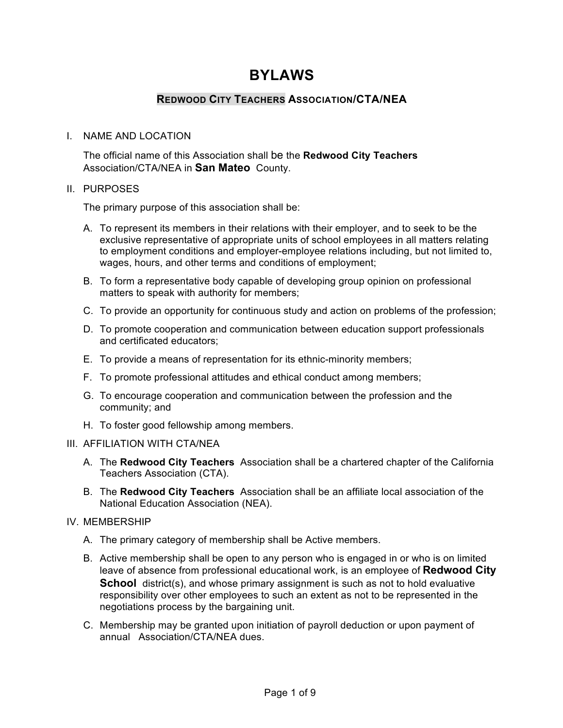# BYLAWS

## Redwood City Teachers Association/CTA/NEA

I. NAME AND LOCATION

The official name of this Association shall be the **Redwood City Teachers** Association/CTA/NEA in **San Mateo** County.

II. PURPOSES

The primary purpose of this association shall be:

A. To represent its members in their relations with their employer, and to seek to be the exclusive representative of appropriate units of school employees in all matters relating to employment conditions and employer-employee relations including, but not limited to, wages, hours, and other terms and conditions of employment;

B. To form a representative body capable of developing group opinion on professional matters to speak with authority for members;

C. To provide an opportunity for continuous study and action on problems of the profession;

D. To promote cooperation and communication between education support professionals and certificated educators;

E. To provide a means of representation for its ethnic-minority members;

F. To promote professional attitudes and ethical conduct among members;

G. To encourage cooperation and communication between the profession and the community; and

H. To foster good fellowship among members.

III. AFFILIATION WITH CTA/NEA

A. The **Redwood City Teachers** Association shall be a chartered chapter of the California Teachers Association (CTA).

B. The **Redwood City Teachers** Association shall be an affiliate local association of the National Education Association (NEA).

IV. MEMBERSHIP

A. The primary category of membership shall be Active members.

B. Active membership shall be open to any person who is engaged in or who is on limited leave of absence from professional educational work, is an employee of **Redwood City School** district(s), and whose primary assignment is such as not to hold evaluative responsibility over other employees to such an extent as not to be represented in the negotiations process by the bargaining unit.

C. Membership may be granted upon initiation of payroll deduction or upon payment of annual Association/CTA/NEA dues.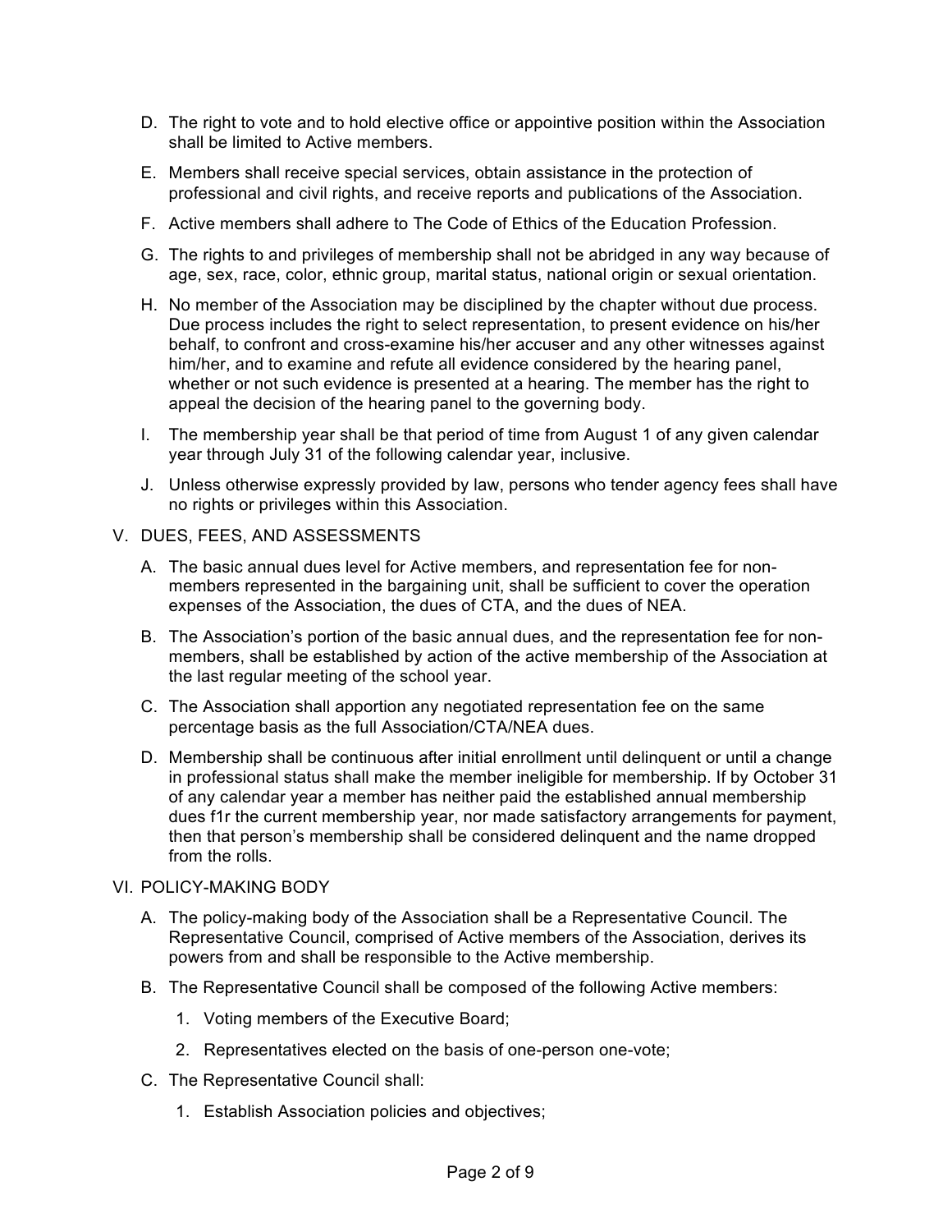D. The right to vote and to hold elective office or appointive position within the Association shall be limited to Active members.

E. Members shall receive special services, obtain assistance in the protection of professional and civil rights, and receive reports and publications of the Association.

F. Active members shall adhere to The Code of Ethics of the Education Profession.

G. The rights to and privileges of membership shall not be abridged in any way because of age, sex, race, color, ethnic group, marital status, national origin or sexual orientation.

H. No member of the Association may be disciplined by the chapter without due process. Due process includes the right to select representation, to present evidence on his/her behalf, to confront and cross-examine his/her accuser and any other witnesses against him/her, and to examine and refute all evidence considered by the hearing panel, whether or not such evidence is presented at a hearing. The member has the right to appeal the decision of the hearing panel to the governing body.

I. The membership year shall be that period of time from August 1 of any given calendar year through July 31 of the following calendar year, inclusive.

J. Unless otherwise expressly provided by law, persons who tender agency fees shall have no rights or privileges within this Association.

## V. DUES, FEES, AND ASSESSMENTS

A. The basic annual dues level for Active members, and representation fee for non-members represented in the bargaining unit, shall be sufficient to cover the operation expenses of the Association, the dues of CTA, and the dues of NEA.

B. The Association's portion of the basic annual dues, and the representation fee for non-members, shall be established by action of the active membership of the Association at the last regular meeting of the school year.

C. The Association shall apportion any negotiated representation fee on the same percentage basis as the full Association/CTA/NEA dues.

D. Membership shall be continuous after initial enrollment until delinquent or until a change in professional status shall make the member ineligible for membership. If by October 31 of any calendar year a member has neither paid the established annual membership dues f1r the current membership year, nor made satisfactory arrangements for payment, then that person's membership shall be considered delinquent and the name dropped from the rolls.

## VI. POLICY-MAKING BODY

A. The policy-making body of the Association shall be a Representative Council. The Representative Council, comprised of Active members of the Association, derives its powers from and shall be responsible to the Active membership.

B. The Representative Council shall be composed of the following Active members:

1. Voting members of the Executive Board;
2. Representatives elected on the basis of one-person one-vote;

C. The Representative Council shall:

1. Establish Association policies and objectives;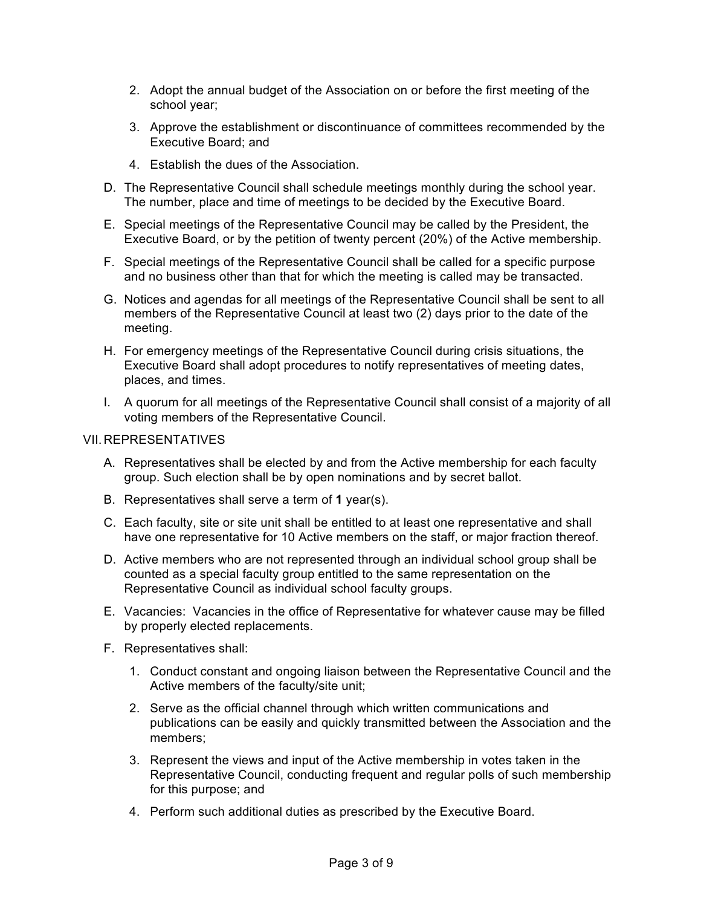2. Adopt the annual budget of the Association on or before the first meeting of the school year;
3. Approve the establishment or discontinuance of committees recommended by the Executive Board; and
4. Establish the dues of the Association.

D. The Representative Council shall schedule meetings monthly during the school year. The number, place and time of meetings to be decided by the Executive Board.

E. Special meetings of the Representative Council may be called by the President, the Executive Board, or by the petition of twenty percent (20%) of the Active membership.

F. Special meetings of the Representative Council shall be called for a specific purpose and no business other than that for which the meeting is called may be transacted.

G. Notices and agendas for all meetings of the Representative Council shall be sent to all members of the Representative Council at least two (2) days prior to the date of the meeting.

H. For emergency meetings of the Representative Council during crisis situations, the Executive Board shall adopt procedures to notify representatives of meeting dates, places, and times.

I. A quorum for all meetings of the Representative Council shall consist of a majority of all voting members of the Representative Council.

## VII. REPRESENTATIVES

A. Representatives shall be elected by and from the Active membership for each faculty group. Such election shall be by open nominations and by secret ballot.

B. Representatives shall serve a term of **1** year(s).

C. Each faculty, site or site unit shall be entitled to at least one representative and shall have one representative for 10 Active members on the staff, or major fraction thereof.

D. Active members who are not represented through an individual school group shall be counted as a special faculty group entitled to the same representation on the Representative Council as individual school faculty groups.

E. Vacancies: Vacancies in the office of Representative for whatever cause may be filled by properly elected replacements.

F. Representatives shall:

1. Conduct constant and ongoing liaison between the Representative Council and the Active members of the faculty/site unit;
2. Serve as the official channel through which written communications and publications can be easily and quickly transmitted between the Association and the members;
3. Represent the views and input of the Active membership in votes taken in the Representative Council, conducting frequent and regular polls of such membership for this purpose; and
4. Perform such additional duties as prescribed by the Executive Board.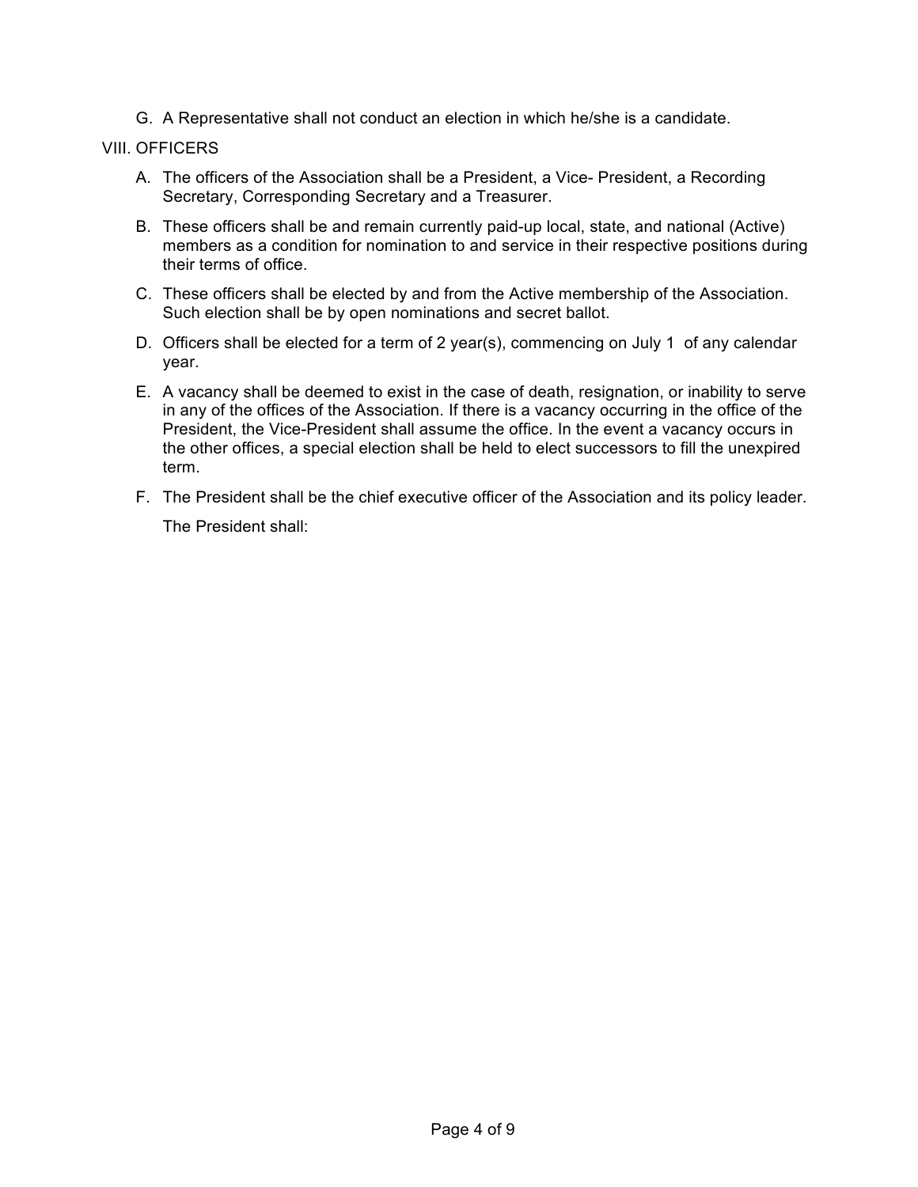G. A Representative shall not conduct an election in which he/she is a candidate.

## VIII. OFFICERS

A. The officers of the Association shall be a President, a Vice- President, a Recording Secretary, Corresponding Secretary and a Treasurer.

B. These officers shall be and remain currently paid-up local, state, and national (Active) members as a condition for nomination to and service in their respective positions during their terms of office.

C. These officers shall be elected by and from the Active membership of the Association. Such election shall be by open nominations and secret ballot.

D. Officers shall be elected for a term of 2 year(s), commencing on July 1 of any calendar year.

E. A vacancy shall be deemed to exist in the case of death, resignation, or inability to serve in any of the offices of the Association. If there is a vacancy occurring in the office of the President, the Vice-President shall assume the office. In the event a vacancy occurs in the other offices, a special election shall be held to elect successors to fill the unexpired term.

F. The President shall be the chief executive officer of the Association and its policy leader.

   The President shall: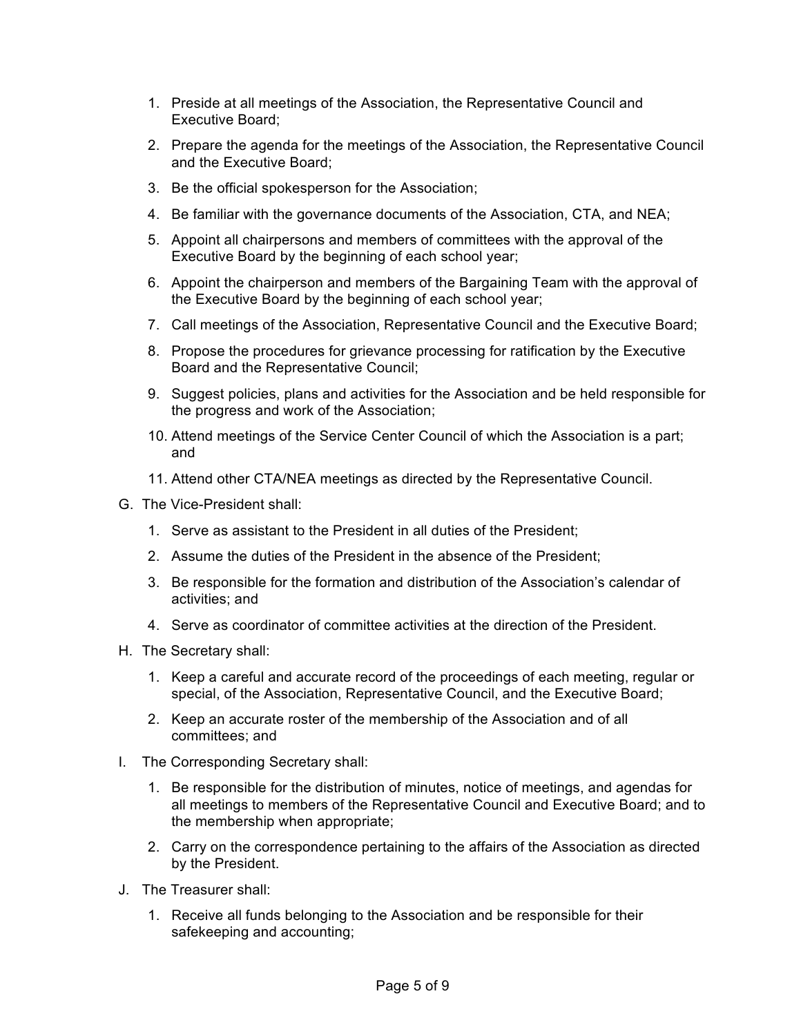1. Preside at all meetings of the Association, the Representative Council and Executive Board;
2. Prepare the agenda for the meetings of the Association, the Representative Council and the Executive Board;
3. Be the official spokesperson for the Association;
4. Be familiar with the governance documents of the Association, CTA, and NEA;
5. Appoint all chairpersons and members of committees with the approval of the Executive Board by the beginning of each school year;
6. Appoint the chairperson and members of the Bargaining Team with the approval of the Executive Board by the beginning of each school year;
7. Call meetings of the Association, Representative Council and the Executive Board;
8. Propose the procedures for grievance processing for ratification by the Executive Board and the Representative Council;
9. Suggest policies, plans and activities for the Association and be held responsible for the progress and work of the Association;
10. Attend meetings of the Service Center Council of which the Association is a part; and
11. Attend other CTA/NEA meetings as directed by the Representative Council.

G. The Vice-President shall:

1. Serve as assistant to the President in all duties of the President;
2. Assume the duties of the President in the absence of the President;
3. Be responsible for the formation and distribution of the Association's calendar of activities; and
4. Serve as coordinator of committee activities at the direction of the President.

H. The Secretary shall:

1. Keep a careful and accurate record of the proceedings of each meeting, regular or special, of the Association, Representative Council, and the Executive Board;
2. Keep an accurate roster of the membership of the Association and of all committees; and

I. The Corresponding Secretary shall:

1. Be responsible for the distribution of minutes, notice of meetings, and agendas for all meetings to members of the Representative Council and Executive Board; and to the membership when appropriate;
2. Carry on the correspondence pertaining to the affairs of the Association as directed by the President.

J. The Treasurer shall:

1. Receive all funds belonging to the Association and be responsible for their safekeeping and accounting;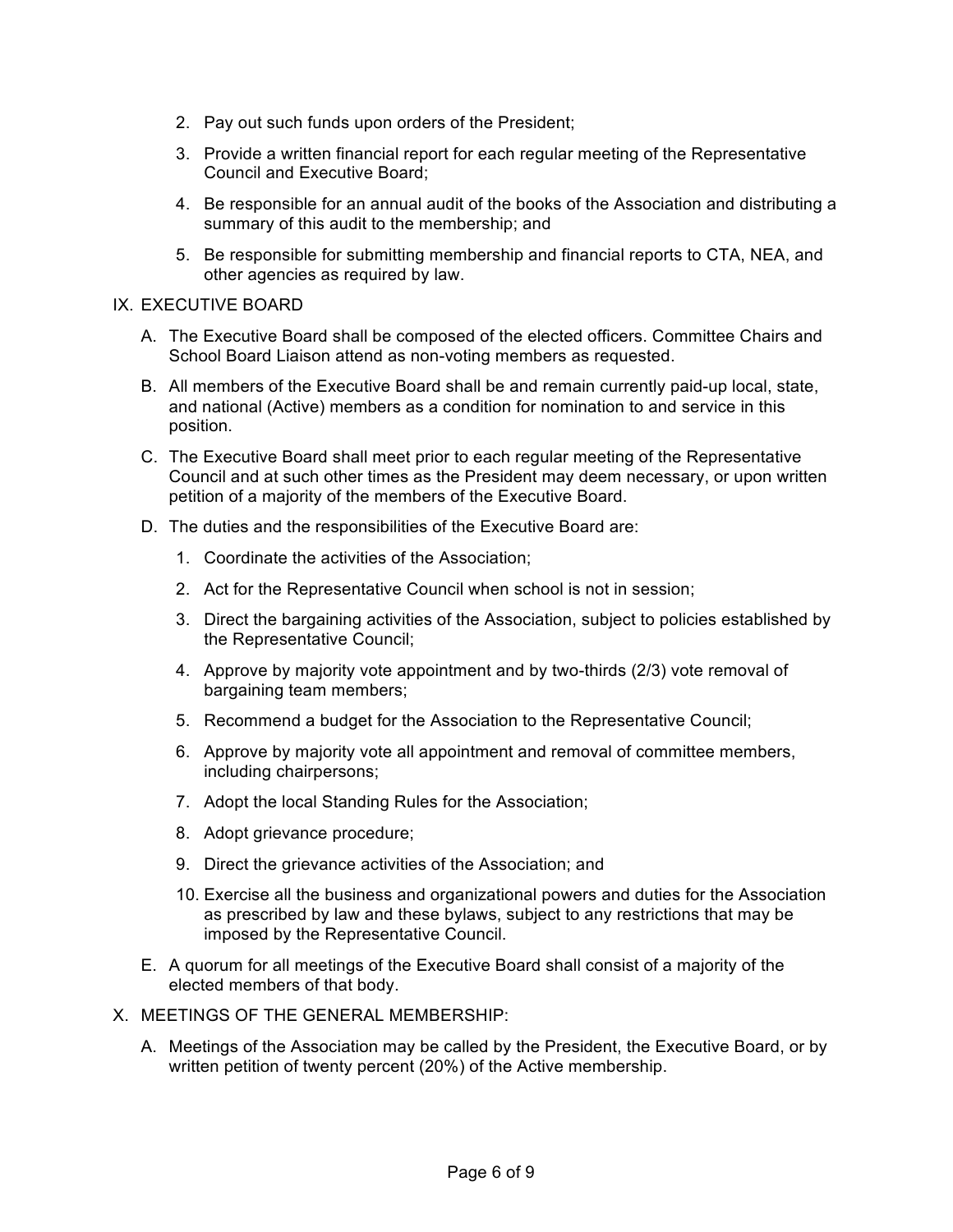2. Pay out such funds upon orders of the President;
3. Provide a written financial report for each regular meeting of the Representative Council and Executive Board;
4. Be responsible for an annual audit of the books of the Association and distributing a summary of this audit to the membership; and
5. Be responsible for submitting membership and financial reports to CTA, NEA, and other agencies as required by law.

## IX. EXECUTIVE BOARD

A. The Executive Board shall be composed of the elected officers. Committee Chairs and School Board Liaison attend as non-voting members as requested.

B. All members of the Executive Board shall be and remain currently paid-up local, state, and national (Active) members as a condition for nomination to and service in this position.

C. The Executive Board shall meet prior to each regular meeting of the Representative Council and at such other times as the President may deem necessary, or upon written petition of a majority of the members of the Executive Board.

D. The duties and the responsibilities of the Executive Board are:

1. Coordinate the activities of the Association;
2. Act for the Representative Council when school is not in session;
3. Direct the bargaining activities of the Association, subject to policies established by the Representative Council;
4. Approve by majority vote appointment and by two-thirds (2/3) vote removal of bargaining team members;
5. Recommend a budget for the Association to the Representative Council;
6. Approve by majority vote all appointment and removal of committee members, including chairpersons;
7. Adopt the local Standing Rules for the Association;
8. Adopt grievance procedure;
9. Direct the grievance activities of the Association; and
10. Exercise all the business and organizational powers and duties for the Association as prescribed by law and these bylaws, subject to any restrictions that may be imposed by the Representative Council.

E. A quorum for all meetings of the Executive Board shall consist of a majority of the elected members of that body.

## X. MEETINGS OF THE GENERAL MEMBERSHIP:

A. Meetings of the Association may be called by the President, the Executive Board, or by written petition of twenty percent (20%) of the Active membership.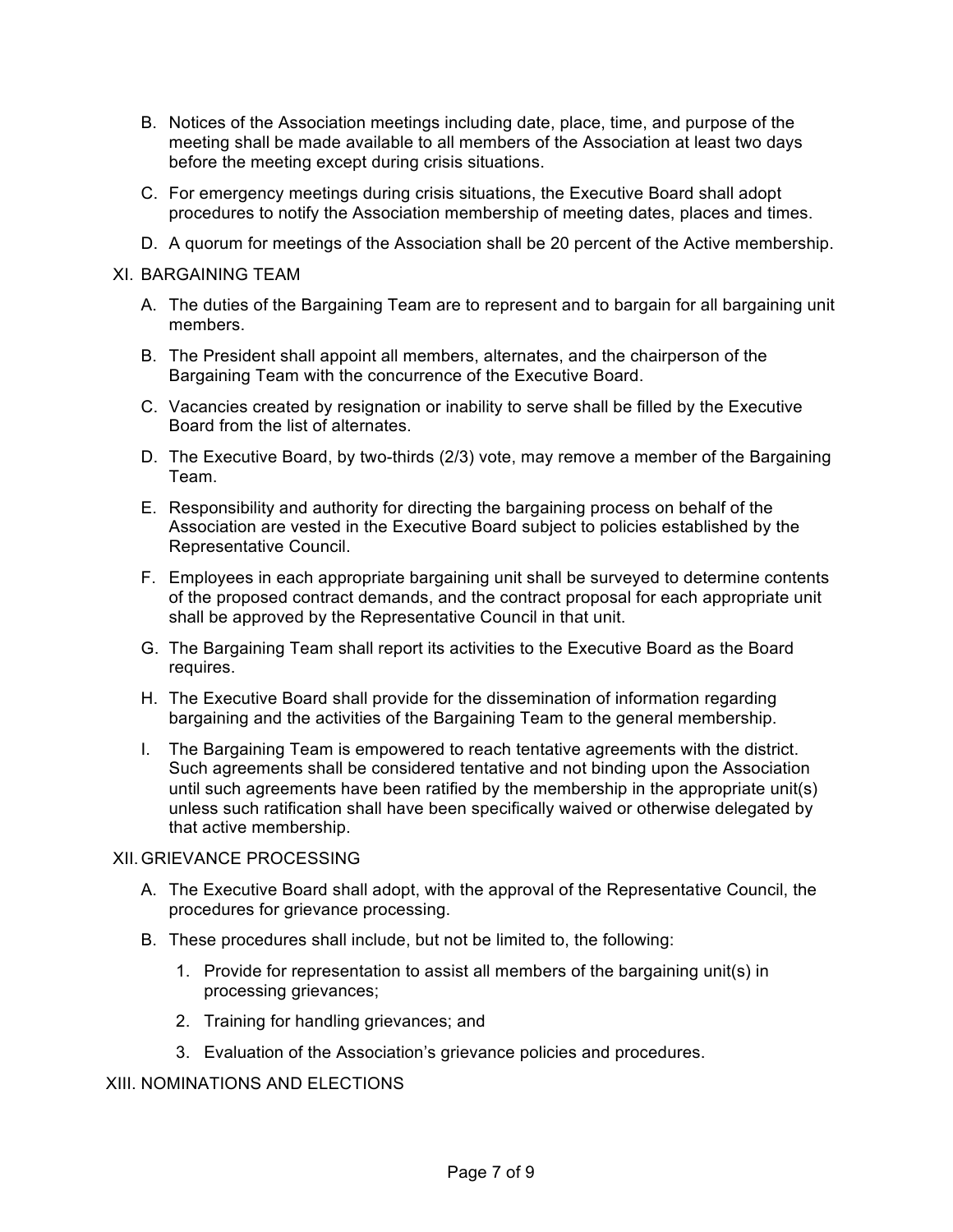B. Notices of the Association meetings including date, place, time, and purpose of the meeting shall be made available to all members of the Association at least two days before the meeting except during crisis situations.

C. For emergency meetings during crisis situations, the Executive Board shall adopt procedures to notify the Association membership of meeting dates, places and times.

D. A quorum for meetings of the Association shall be 20 percent of the Active membership.

## XI. BARGAINING TEAM

A. The duties of the Bargaining Team are to represent and to bargain for all bargaining unit members.

B. The President shall appoint all members, alternates, and the chairperson of the Bargaining Team with the concurrence of the Executive Board.

C. Vacancies created by resignation or inability to serve shall be filled by the Executive Board from the list of alternates.

D. The Executive Board, by two-thirds (2/3) vote, may remove a member of the Bargaining Team.

E. Responsibility and authority for directing the bargaining process on behalf of the Association are vested in the Executive Board subject to policies established by the Representative Council.

F. Employees in each appropriate bargaining unit shall be surveyed to determine contents of the proposed contract demands, and the contract proposal for each appropriate unit shall be approved by the Representative Council in that unit.

G. The Bargaining Team shall report its activities to the Executive Board as the Board requires.

H. The Executive Board shall provide for the dissemination of information regarding bargaining and the activities of the Bargaining Team to the general membership.

I. The Bargaining Team is empowered to reach tentative agreements with the district. Such agreements shall be considered tentative and not binding upon the Association until such agreements have been ratified by the membership in the appropriate unit(s) unless such ratification shall have been specifically waived or otherwise delegated by that active membership.

## XII. GRIEVANCE PROCESSING

A. The Executive Board shall adopt, with the approval of the Representative Council, the procedures for grievance processing.

B. These procedures shall include, but not be limited to, the following:

   1. Provide for representation to assist all members of the bargaining unit(s) in processing grievances;
   2. Training for handling grievances; and
   3. Evaluation of the Association's grievance policies and procedures.

## XIII. NOMINATIONS AND ELECTIONS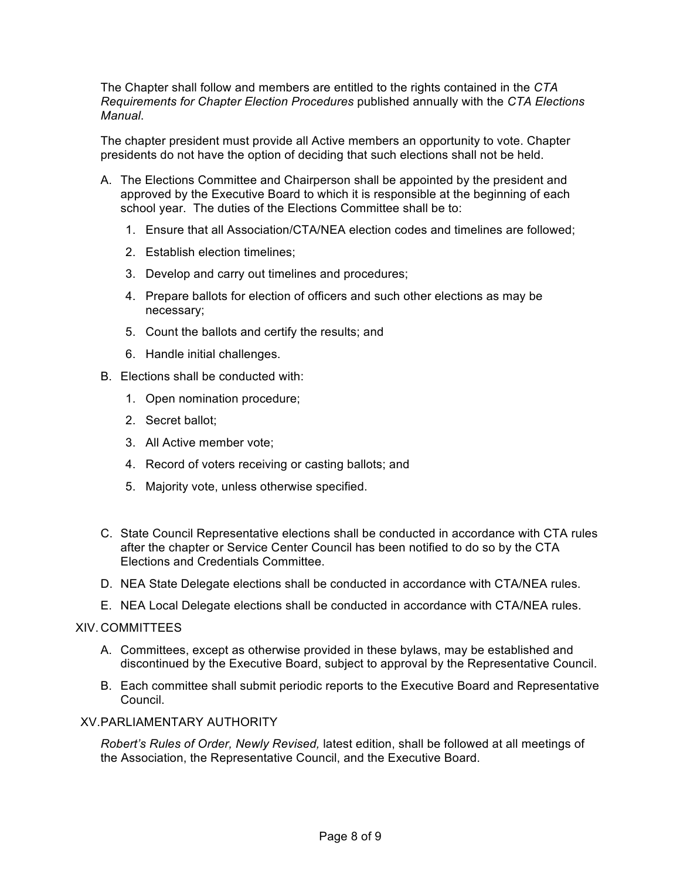The Chapter shall follow and members are entitled to the rights contained in the *CTA Requirements for Chapter Election Procedures* published annually with the *CTA Elections Manual*.

The chapter president must provide all Active members an opportunity to vote. Chapter presidents do not have the option of deciding that such elections shall not be held.

A. The Elections Committee and Chairperson shall be appointed by the president and approved by the Executive Board to which it is responsible at the beginning of each school year. The duties of the Elections Committee shall be to:

   1. Ensure that all Association/CTA/NEA election codes and timelines are followed;
   2. Establish election timelines;
   3. Develop and carry out timelines and procedures;
   4. Prepare ballots for election of officers and such other elections as may be necessary;
   5. Count the ballots and certify the results; and
   6. Handle initial challenges.

B. Elections shall be conducted with:

   1. Open nomination procedure;
   2. Secret ballot;
   3. All Active member vote;
   4. Record of voters receiving or casting ballots; and
   5. Majority vote, unless otherwise specified.

C. State Council Representative elections shall be conducted in accordance with CTA rules after the chapter or Service Center Council has been notified to do so by the CTA Elections and Credentials Committee.

D. NEA State Delegate elections shall be conducted in accordance with CTA/NEA rules.

E. NEA Local Delegate elections shall be conducted in accordance with CTA/NEA rules.

## XIV. COMMITTEES

A. Committees, except as otherwise provided in these bylaws, may be established and discontinued by the Executive Board, subject to approval by the Representative Council.

B. Each committee shall submit periodic reports to the Executive Board and Representative Council.

## XV. PARLIAMENTARY AUTHORITY

*Robert's Rules of Order, Newly Revised,* latest edition, shall be followed at all meetings of the Association, the Representative Council, and the Executive Board.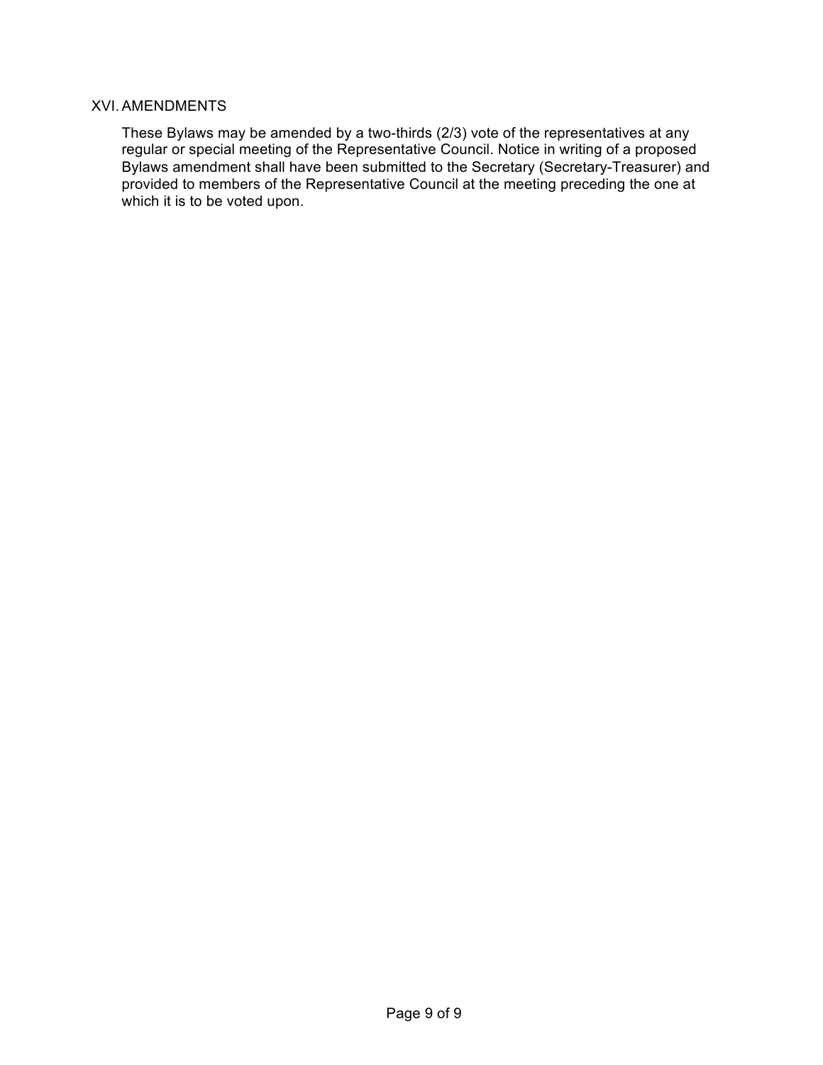## XVI. AMENDMENTS

These Bylaws may be amended by a two-thirds (2/3) vote of the representatives at any regular or special meeting of the Representative Council. Notice in writing of a proposed Bylaws amendment shall have been submitted to the Secretary (Secretary-Treasurer) and provided to members of the Representative Council at the meeting preceding the one at which it is to be voted upon.